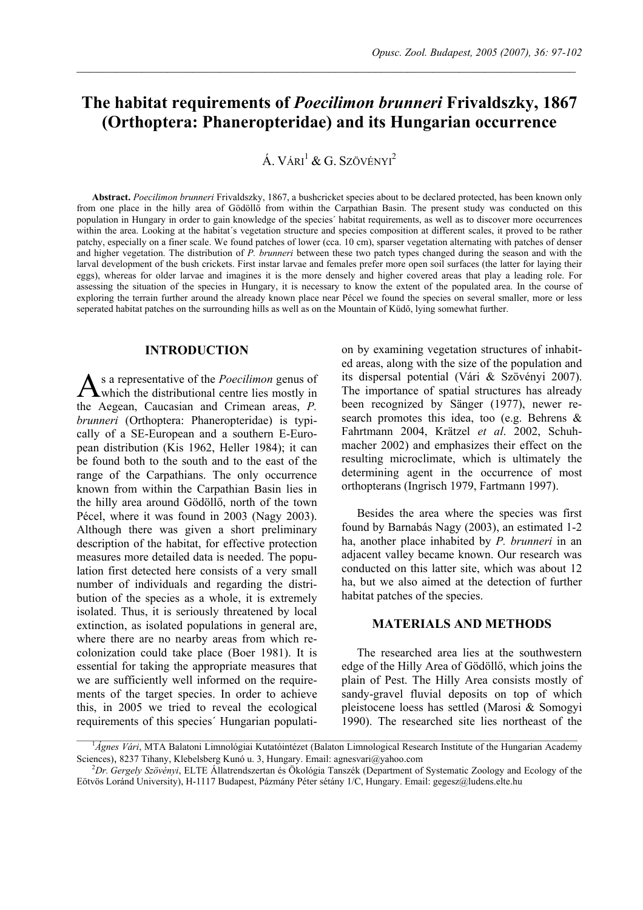# The habitat requirements of *Poecilimon brunneri* Frivaldszky, 1867 (Orthoptera: Phaneropteridae) and its Hungarian occurrence

Á. VÁRI[1] & G. SZÖVÉNYI[2]

**Abstract.** *Poecilimon brunneri* Frivaldszky, 1867, a bushcricket species about to be declared protected, has been known only from one place in the hilly area of Gödöllő from within the Carpathian Basin. The present study was conducted on this population in Hungary in order to gain knowledge of the species´ habitat requirements, as well as to discover more occurrences within the area. Looking at the habitat´s vegetation structure and species composition at different scales, it proved to be rather patchy, especially on a finer scale. We found patches of lower (cca. 10 cm), sparser vegetation alternating with patches of denser and higher vegetation. The distribution of *P. brunneri* between these two patch types changed during the season and with the larval development of the bush crickets. First instar larvae and females prefer more open soil surfaces (the latter for laying their eggs), whereas for older larvae and imagines it is the more densely and higher covered areas that play a leading role. For assessing the situation of the species in Hungary, it is necessary to know the extent of the populated area. In the course of exploring the terrain further around the already known place near Pécel we found the species on several smaller, more or less seperated habitat patches on the surrounding hills as well as on the Mountain of Küdő, lying somewhat further.

## INTRODUCTION

As a representative of the *Poecilimon* genus of which the distributional centre lies mostly in the Aegean, Caucasian and Crimean areas, *P. brunneri* (Orthoptera: Phaneropteridae) is typically of a SE-European and a southern E-European distribution (Kis 1962, Heller 1984); it can be found both to the south and to the east of the range of the Carpathians. The only occurrence known from within the Carpathian Basin lies in the hilly area around Gödöllő, north of the town Pécel, where it was found in 2003 (Nagy 2003). Although there was given a short preliminary description of the habitat, for effective protection measures more detailed data is needed. The population first detected here consists of a very small number of individuals and regarding the distribution of the species as a whole, it is extremely isolated. Thus, it is seriously threatened by local extinction, as isolated populations in general are, where there are no nearby areas from which recolonization could take place (Boer 1981). It is essential for taking the appropriate measures that we are sufficiently well informed on the requirements of the target species. In order to achieve this, in 2005 we tried to reveal the ecological requirements of this species´ Hungarian population by examining vegetation structures of inhabited areas, along with the size of the population and its dispersal potential (Vári & Szövényi 2007). The importance of spatial structures has already been recognized by Sänger (1977), newer research promotes this idea, too (e.g. Behrens & Fahrtmann 2004, Krätzel *et al*. 2002, Schuhmacher 2002) and emphasizes their effect on the resulting microclimate, which is ultimately the determining agent in the occurrence of most orthopterans (Ingrisch 1979, Fartmann 1997).

Besides the area where the species was first found by Barnabás Nagy (2003), an estimated 1-2 ha, another place inhabited by *P. brunneri* in an adjacent valley became known. Our research was conducted on this latter site, which was about 12 ha, but we also aimed at the detection of further habitat patches of the species.

## MATERIALS AND METHODS

The researched area lies at the southwestern edge of the Hilly Area of Gödöllő, which joins the plain of Pest. The Hilly Area consists mostly of sandy-gravel fluvial deposits on top of which pleistocene loess has settled (Marosi & Somogyi 1990). The researched site lies northeast of the

---

[1]*Ágnes Vári*, MTA Balatoni Limnológiai Kutatóintézet (Balaton Limnological Research Institute of the Hungarian Academy Sciences), 8237 Tihany, Klebelsberg Kunó u. 3, Hungary. Email: agnesvari@yahoo.com

[2]*Dr. Gergely Szövényi*, ELTE Állatrendszertan és Ökológia Tanszék (Department of Systematic Zoology and Ecology of the Eötvös Loránd University), H-1117 Budapest, Pázmány Péter sétány 1/C, Hungary. Email: gegesz@ludens.elte.hu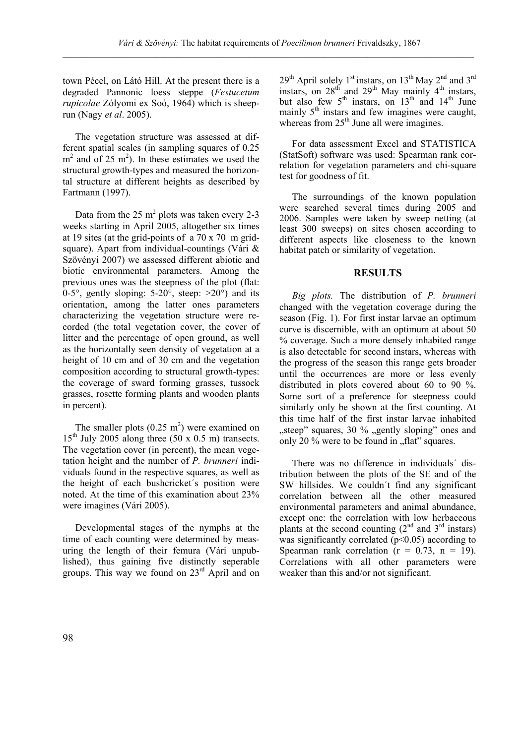town Pécel, on Látó Hill. At the present there is a degraded Pannonic loess steppe (*Festucetum rupicolae* Zólyomi ex Soó, 1964) which is sheep-run (Nagy *et al*. 2005).

The vegetation structure was assessed at different spatial scales (in sampling squares of 0.25 $m^2$ and of 25 $m^2$). In these estimates we used the structural growth-types and measured the horizontal structure at different heights as described by Fartmann (1997).

Data from the 25 $m^2$ plots was taken every 2-3 weeks starting in April 2005, altogether six times at 19 sites (at the grid-points of a 70 x 70 m grid-square). Apart from individual-countings (Vári & Szövényi 2007) we assessed different abiotic and biotic environmental parameters. Among the previous ones was the steepness of the plot (flat: 0-5°, gently sloping: 5-20°, steep: >20°) and its orientation, among the latter ones parameters characterizing the vegetation structure were recorded (the total vegetation cover, the cover of litter and the percentage of open ground, as well as the horizontally seen density of vegetation at a height of 10 cm and of 30 cm and the vegetation composition according to structural growth-types: the coverage of sward forming grasses, tussock grasses, rosette forming plants and wooden plants in percent).

The smaller plots (0.25 $m^2$) were examined on 15[th] July 2005 along three (50 x 0.5 m) transects. The vegetation cover (in percent), the mean vegetation height and the number of *P. brunneri* individuals found in the respective squares, as well as the height of each bushcricket´s position were noted. At the time of this examination about 23% were imagines (Vári 2005).

Developmental stages of the nymphs at the time of each counting were determined by measuring the length of their femura (Vári unpublished), thus gaining five distinctly seperable groups. This way we found on 23[rd] April and on 29[th] April solely 1[st] instars, on 13[th] May 2[nd] and 3[rd] instars, on 28[th] and 29[th] May mainly 4[th] instars, but also few 5[th] instars, on 13[th] and 14[th] June mainly 5[th] instars and few imagines were caught, whereas from 25[th] June all were imagines.

For data assessment Excel and STATISTICA (StatSoft) software was used: Spearman rank correlation for vegetation parameters and chi-square test for goodness of fit.

The surroundings of the known population were searched several times during 2005 and 2006. Samples were taken by sweep netting (at least 300 sweeps) on sites chosen according to different aspects like closeness to the known habitat patch or similarity of vegetation.

## RESULTS

*Big plots.* The distribution of *P. brunneri* changed with the vegetation coverage during the season (Fig. 1). For first instar larvae an optimum curve is discernible, with an optimum at about 50 % coverage. Such a more densely inhabited range is also detectable for second instars, whereas with the progress of the season this range gets broader until the occurrences are more or less evenly distributed in plots covered about 60 to 90 %. Some sort of a preference for steepness could similarly only be shown at the first counting. At this time half of the first instar larvae inhabited „steep" squares, 30 % „gently sloping" ones and only 20 % were to be found in „flat" squares.

There was no difference in individuals´ distribution between the plots of the SE and of the SW hillsides. We couldn´t find any significant correlation between all the other measured environmental parameters and animal abundance, except one: the correlation with low herbaceous plants at the second counting (2[nd] and 3[rd] instars) was significantly correlated ($p<0.05$) according to Spearman rank correlation ($r = 0.73$, $n = 19$). Correlations with all other parameters were weaker than this and/or not significant.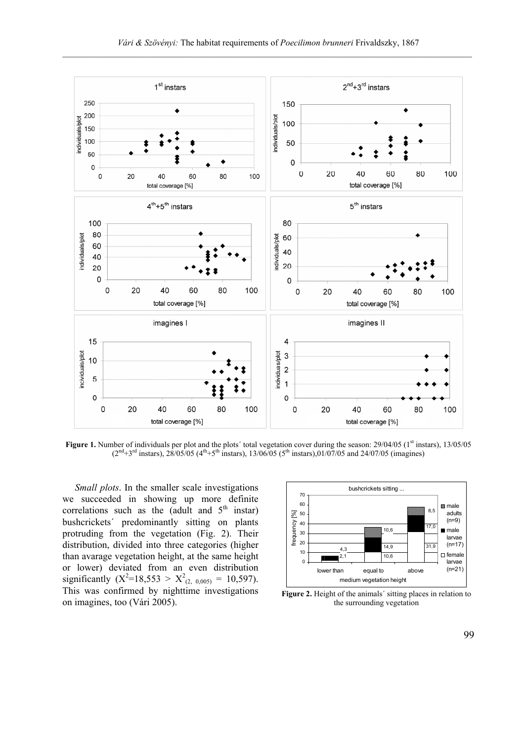**Figure 1.** Number of individuals per plot and the plots´ total vegetation cover during the season: 29/04/05 (1[st] instars), 13/05/05 (2[nd]+3[rd] instars), 28/05/05 (4[th]+5[th] instars), 13/06/05 (5[th] instars),01/07/05 and 24/07/05 (imagines)

*Small plots*. In the smaller scale investigations we succeeded in showing up more definite correlations such as the (adult and 5[th] instar) bushcrickets´ predominantly sitting on plants protruding from the vegetation (Fig. 2). Their distribution, divided into three categories (higher than avarage vegetation height, at the same height or lower) deviated from an even distribution significantly ($X^2$=18,553 > $X^2_{(2,\ 0,005)}$ = 10,597). This was confirmed by nighttime investigations on imagines, too (Vári 2005).

**Figure 2.** Height of the animals´ sitting places in relation to the surrounding vegetation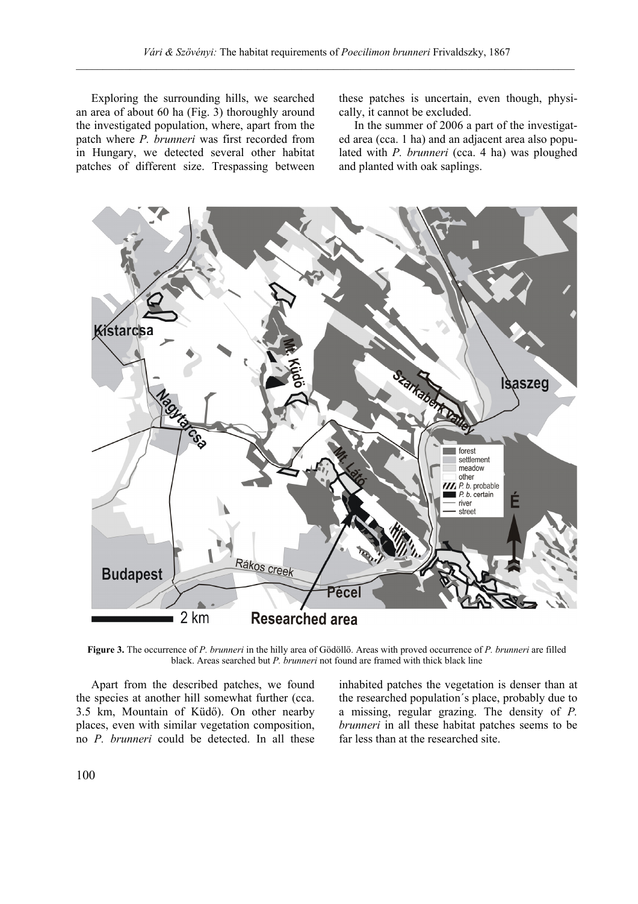Exploring the surrounding hills, we searched an area of about 60 ha (Fig. 3) thoroughly around the investigated population, where, apart from the patch where *P. brunneri* was first recorded from in Hungary, we detected several other habitat patches of different size. Trespassing between these patches is uncertain, even though, physically, it cannot be excluded.

In the summer of 2006 a part of the investigated area (cca. 1 ha) and an adjacent area also populated with *P. brunneri* (cca. 4 ha) was ploughed and planted with oak saplings.

**Figure 3.** The occurrence of *P. brunneri* in the hilly area of Gödöllő. Areas with proved occurrence of *P. brunneri* are filled black. Areas searched but *P. brunneri* not found are framed with thick black line

Apart from the described patches, we found the species at another hill somewhat further (cca. 3.5 km, Mountain of Küdő). On other nearby places, even with similar vegetation composition, no *P. brunneri* could be detected. In all these inhabited patches the vegetation is denser than at the researched population´s place, probably due to a missing, regular grazing. The density of *P. brunneri* in all these habitat patches seems to be far less than at the researched site.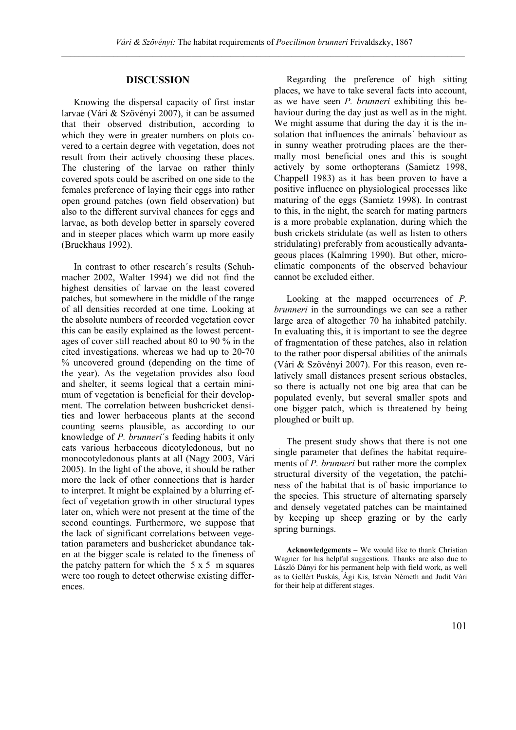## DISCUSSION

Knowing the dispersal capacity of first instar larvae (Vári & Szövényi 2007), it can be assumed that their observed distribution, according to which they were in greater numbers on plots covered to a certain degree with vegetation, does not result from their actively choosing these places. The clustering of the larvae on rather thinly covered spots could be ascribed on one side to the females preference of laying their eggs into rather open ground patches (own field observation) but also to the different survival chances for eggs and larvae, as both develop better in sparsely covered and in steeper places which warm up more easily (Bruckhaus 1992).

In contrast to other research´s results (Schuhmacher 2002, Walter 1994) we did not find the highest densities of larvae on the least covered patches, but somewhere in the middle of the range of all densities recorded at one time. Looking at the absolute numbers of recorded vegetation cover this can be easily explained as the lowest percentages of cover still reached about 80 to 90 % in the cited investigations, whereas we had up to 20-70 % uncovered ground (depending on the time of the year). As the vegetation provides also food and shelter, it seems logical that a certain minimum of vegetation is beneficial for their development. The correlation between bushcricket densities and lower herbaceous plants at the second counting seems plausible, as according to our knowledge of *P. brunneri*´s feeding habits it only eats various herbaceous dicotyledonous, but no monocotyledonous plants at all (Nagy 2003, Vári 2005). In the light of the above, it should be rather more the lack of other connections that is harder to interpret. It might be explained by a blurring effect of vegetation growth in other structural types later on, which were not present at the time of the second countings. Furthermore, we suppose that the lack of significant correlations between vegetation parameters and bushcricket abundance taken at the bigger scale is related to the fineness of the patchy pattern for which the 5 x 5 m squares were too rough to detect otherwise existing differences.

Regarding the preference of high sitting places, we have to take several facts into account, as we have seen *P. brunneri* exhibiting this behaviour during the day just as well as in the night. We might assume that during the day it is the insolation that influences the animals´ behaviour as in sunny weather protruding places are the thermally most beneficial ones and this is sought actively by some orthopterans (Samietz 1998, Chappell 1983) as it has been proven to have a positive influence on physiological processes like maturing of the eggs (Samietz 1998). In contrast to this, in the night, the search for mating partners is a more probable explanation, during which the bush crickets stridulate (as well as listen to others stridulating) preferably from acoustically advantageous places (Kalmring 1990). But other, microclimatic components of the observed behaviour cannot be excluded either.

Looking at the mapped occurrences of *P. brunneri* in the surroundings we can see a rather large area of altogether 70 ha inhabited patchily. In evaluating this, it is important to see the degree of fragmentation of these patches, also in relation to the rather poor dispersal abilities of the animals (Vári & Szövényi 2007). For this reason, even relatively small distances present serious obstacles, so there is actually not one big area that can be populated evenly, but several smaller spots and one bigger patch, which is threatened by being ploughed or built up.

The present study shows that there is not one single parameter that defines the habitat requirements of *P. brunneri* but rather more the complex structural diversity of the vegetation, the patchiness of the habitat that is of basic importance to the species. This structure of alternating sparsely and densely vegetated patches can be maintained by keeping up sheep grazing or by the early spring burnings.

**Acknowledgements –** We would like to thank Christian Wagner for his helpful suggestions. Thanks are also due to László Dányi for his permanent help with field work, as well as to Gellért Puskás, Ági Kis, István Németh and Judit Vári for their help at different stages.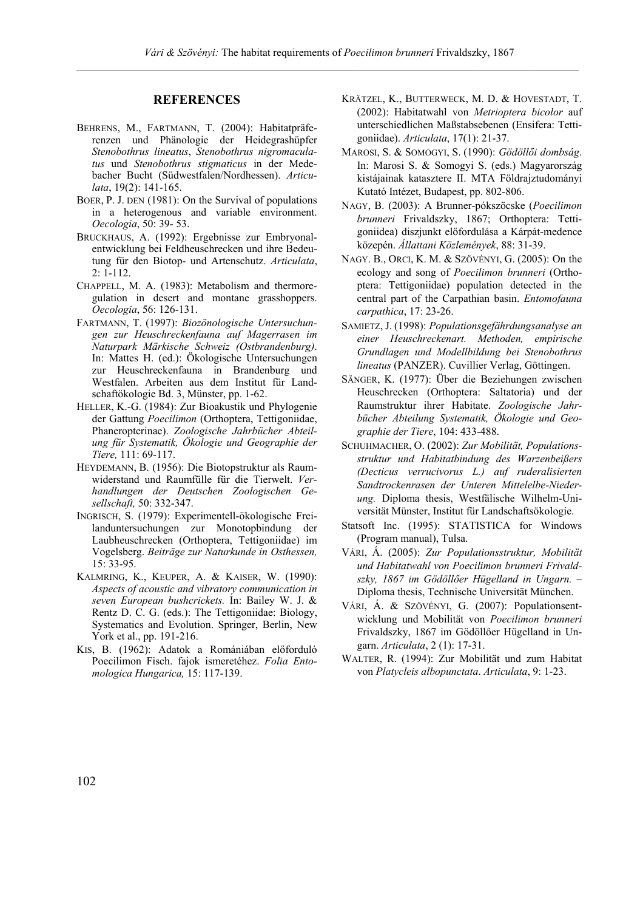## REFERENCES

BEHRENS, M., FARTMANN, T. (2004): Habitatpräferenzen und Phänologie der Heidegrashüpfer *Stenobothrus lineatus*, *Stenobothrus nigromaculatus* und *Stenobothrus stigmaticus* in der Medebacher Bucht (Südwestfalen/Nordhessen). *Articulata*, 19(2): 141-165.

BOER, P. J. DEN (1981): On the Survival of populations in a heterogenous and variable environment. *Oecologia*, 50: 39- 53.

BRUCKHAUS, A. (1992): Ergebnisse zur Embryonalentwicklung bei Feldheuschrecken und ihre Bedeutung für den Biotop- und Artenschutz. *Articulata*, 2: 1-112.

CHAPPELL, M. A. (1983): Metabolism and thermoregulation in desert and montane grasshoppers. *Oecologia*, 56: 126-131.

FARTMANN, T. (1997): *Biozönologische Untersuchungen zur Heuschreckenfauna auf Magerrasen im Naturpark Märkische Schweiz (Ostbrandenburg)*. In: Mattes H. (ed.): Ökologische Untersuchungen zur Heuschreckenfauna in Brandenburg und Westfalen. Arbeiten aus dem Institut für Landschaftökologie Bd. 3, Münster, pp. 1-62.

HELLER, K.-G. (1984): Zur Bioakustik und Phylogenie der Gattung *Poecilimon* (Orthoptera, Tettigoniidae, Phaneropterinae). *Zoologische Jahrbücher Abteilung für Systematik, Ökologie und Geographie der Tiere,* 111: 69-117.

HEYDEMANN, B. (1956): Die Biotopstruktur als Raumwiderstand und Raumfülle für die Tierwelt. *Verhandlungen der Deutschen Zoologischen Gesellschaft,* 50: 332-347.

INGRISCH, S. (1979): Experimentell-ökologische Freilanduntersuchungen zur Monotopbindung der Laubheuschrecken (Orthoptera, Tettigoniidae) im Vogelsberg. *Beiträge zur Naturkunde in Osthessen,* 15: 33-95.

KALMRING, K., KEUPER, A. & KAISER, W. (1990): *Aspects of acoustic and vibratory communication in seven European bushcrickets.* In: Bailey W. J. & Rentz D. C. G. (eds.): The Tettigoniidae: Biology, Systematics and Evolution. Springer, Berlin, New York et al., pp. 191-216.

KIS, B. (1962): Adatok a Romániában előforduló Poecilimon Fisch. fajok ismeretéhez. *Folia Entomologica Hungarica,* 15: 117-139.

KRÄTZEL, K., BUTTERWECK, M. D. & HOVESTADT, T. (2002): Habitatwahl von *Metrioptera bicolor* auf unterschiedlichen Maßstabsebenen (Ensifera: Tettigoniidae). *Articulata*, 17(1): 21-37.

MAROSI, S. & SOMOGYI, S. (1990): *Gödöllői dombság*. In: Marosi S. & Somogyi S. (eds.) Magyarország kistájainak katasztere II. MTA Földrajztudományi Kutató Intézet, Budapest, pp. 802-806.

NAGY, B. (2003): A Brunner-pókszöcske (*Poecilimon brunneri* Frivaldszky, 1867; Orthoptera: Tettigoniidea) diszjunkt előfordulása a Kárpát-medence közepén. *Állattani Közlemények*, 88: 31-39.

NAGY. B., ORCI, K. M. & SZÖVÉNYI, G. (2005): On the ecology and song of *Poecilimon brunneri* (Orthoptera: Tettigoniidae) population detected in the central part of the Carpathian basin. *Entomofauna carpathica*, 17: 23-26.

SAMIETZ, J. (1998): *Populationsgefährdungsanalyse an einer Heuschreckenart. Methoden, empirische Grundlagen und Modellbildung bei Stenobothrus lineatus* (PANZER). Cuvillier Verlag, Göttingen.

SÄNGER, K. (1977): Über die Beziehungen zwischen Heuschrecken (Orthoptera: Saltatoria) und der Raumstruktur ihrer Habitate. *Zoologische Jahrbücher Abteilung Systematik, Ökologie und Geographie der Tiere*, 104: 433-488.

SCHUHMACHER, O. (2002): *Zur Mobilität, Populationsstruktur und Habitatbindung des Warzenbeißers (Decticus verrucivorus L.) auf ruderalisierten Sandtrockenrasen der Unteren Mittelelbe-Niederung.* Diploma thesis, Westfälische Wilhelm-Universität Münster, Institut für Landschaftsökologie.

Statsoft Inc. (1995): STATISTICA for Windows (Program manual), Tulsa.

VÁRI, Á. (2005): *Zur Populationsstruktur, Mobilität und Habitatwahl von Poecilimon brunneri Frivaldszky, 1867 im Gödöllőer Hügelland in Ungarn.* – Diploma thesis, Technische Universität München.

VÁRI, Á. & SZÖVÉNYI, G. (2007): Populationsentwicklung und Mobilität von *Poecilimon brunneri* Frivaldszky, 1867 im Gödöllőer Hügelland in Ungarn. *Articulata*, 2 (1): 17-31.

WALTER, R. (1994): Zur Mobilität und zum Habitat von *Platycleis albopunctata*. *Articulata*, 9: 1-23.